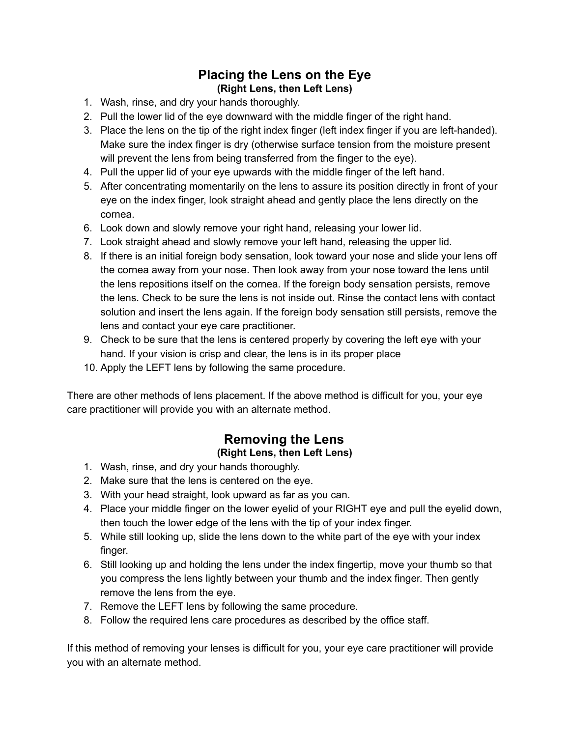## Placing the Lens on the Eye

**(Right Lens, then Left Lens)**

1. Wash, rinse, and dry your hands thoroughly.
2. Pull the lower lid of the eye downward with the middle finger of the right hand.
3. Place the lens on the tip of the right index finger (left index finger if you are left-handed). Make sure the index finger is dry (otherwise surface tension from the moisture present will prevent the lens from being transferred from the finger to the eye).
4. Pull the upper lid of your eye upwards with the middle finger of the left hand.
5. After concentrating momentarily on the lens to assure its position directly in front of your eye on the index finger, look straight ahead and gently place the lens directly on the cornea.
6. Look down and slowly remove your right hand, releasing your lower lid.
7. Look straight ahead and slowly remove your left hand, releasing the upper lid.
8. If there is an initial foreign body sensation, look toward your nose and slide your lens off the cornea away from your nose. Then look away from your nose toward the lens until the lens repositions itself on the cornea. If the foreign body sensation persists, remove the lens. Check to be sure the lens is not inside out. Rinse the contact lens with contact solution and insert the lens again. If the foreign body sensation still persists, remove the lens and contact your eye care practitioner.
9. Check to be sure that the lens is centered properly by covering the left eye with your hand. If your vision is crisp and clear, the lens is in its proper place
10. Apply the LEFT lens by following the same procedure.

There are other methods of lens placement. If the above method is difficult for you, your eye care practitioner will provide you with an alternate method.

## Removing the Lens

**(Right Lens, then Left Lens)**

1. Wash, rinse, and dry your hands thoroughly.
2. Make sure that the lens is centered on the eye.
3. With your head straight, look upward as far as you can.
4. Place your middle finger on the lower eyelid of your RIGHT eye and pull the eyelid down, then touch the lower edge of the lens with the tip of your index finger.
5. While still looking up, slide the lens down to the white part of the eye with your index finger.
6. Still looking up and holding the lens under the index fingertip, move your thumb so that you compress the lens lightly between your thumb and the index finger. Then gently remove the lens from the eye.
7. Remove the LEFT lens by following the same procedure.
8. Follow the required lens care procedures as described by the office staff.

If this method of removing your lenses is difficult for you, your eye care practitioner will provide you with an alternate method.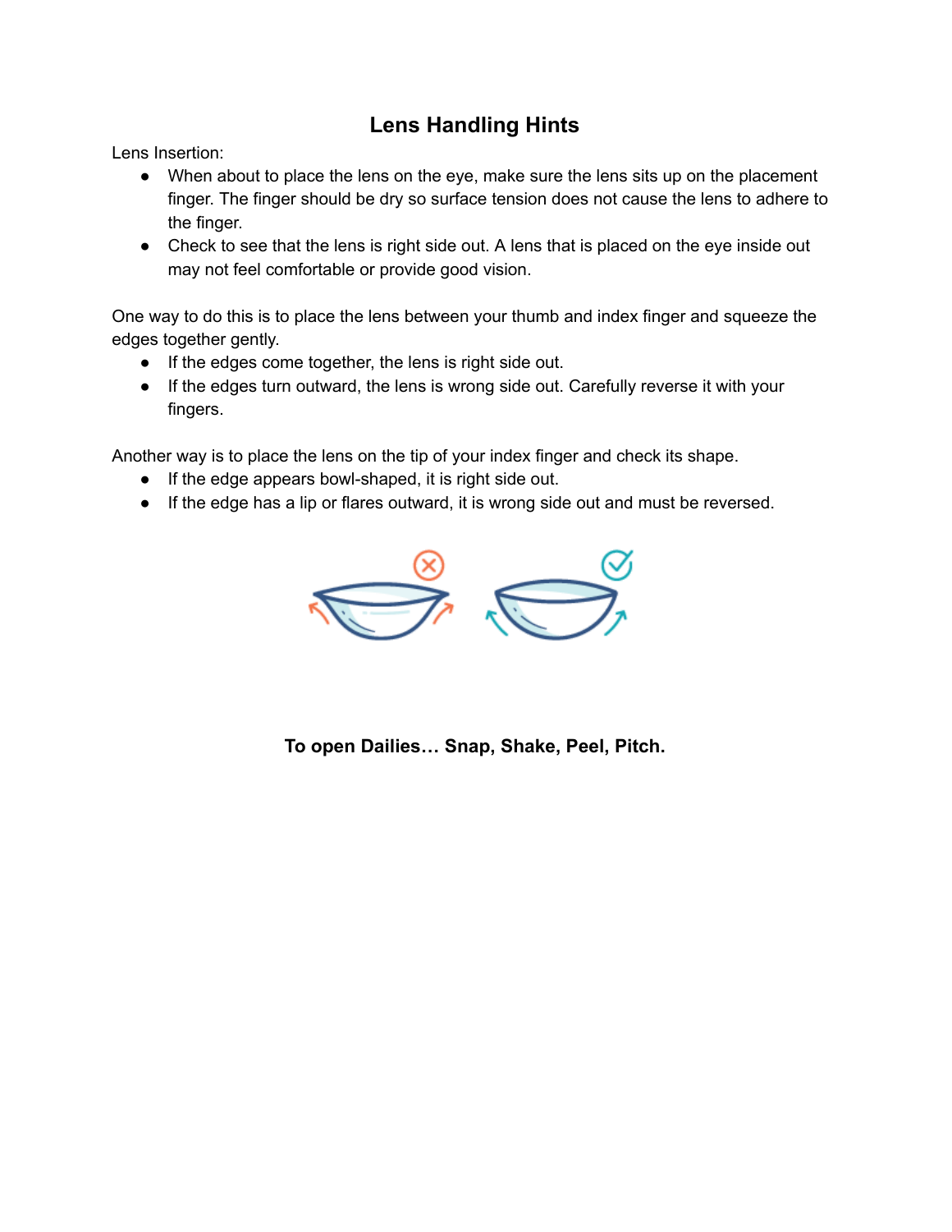## Lens Handling Hints

Lens Insertion:

- When about to place the lens on the eye, make sure the lens sits up on the placement finger. The finger should be dry so surface tension does not cause the lens to adhere to the finger.
- Check to see that the lens is right side out. A lens that is placed on the eye inside out may not feel comfortable or provide good vision.

One way to do this is to place the lens between your thumb and index finger and squeeze the edges together gently.

- If the edges come together, the lens is right side out.
- If the edges turn outward, the lens is wrong side out. Carefully reverse it with your fingers.

Another way is to place the lens on the tip of your index finger and check its shape.

- If the edge appears bowl-shaped, it is right side out.
- If the edge has a lip or flares outward, it is wrong side out and must be reversed.

**To open Dailies… Snap, Shake, Peel, Pitch.**